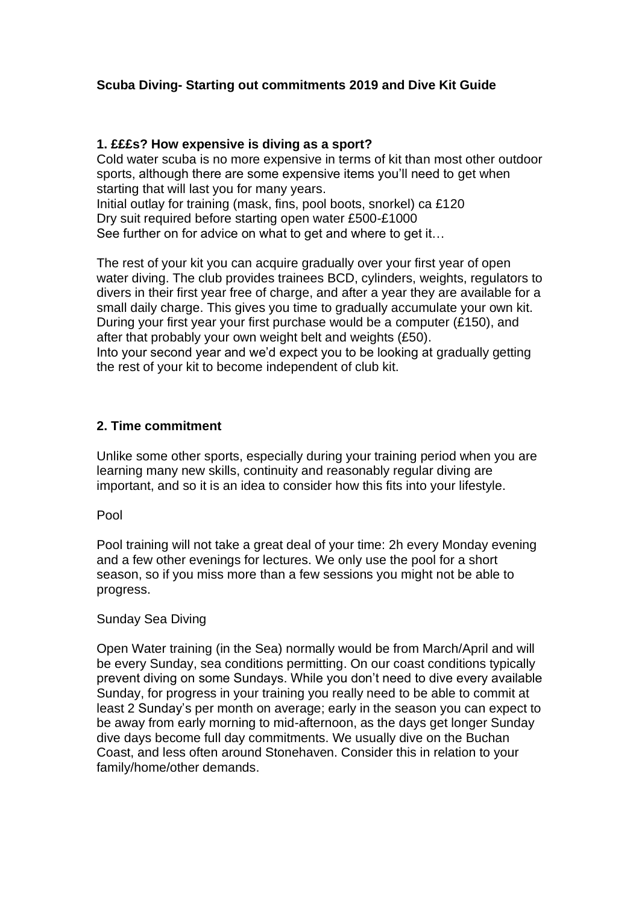**Scuba Diving- Starting out commitments 2019 and Dive Kit Guide**

## 1. £££s? How expensive is diving as a sport?

Cold water scuba is no more expensive in terms of kit than most other outdoor sports, although there are some expensive items you'll need to get when starting that will last you for many years.
Initial outlay for training (mask, fins, pool boots, snorkel) ca £120
Dry suit required before starting open water £500-£1000
See further on for advice on what to get and where to get it…

The rest of your kit you can acquire gradually over your first year of open water diving. The club provides trainees BCD, cylinders, weights, regulators to divers in their first year free of charge, and after a year they are available for a small daily charge. This gives you time to gradually accumulate your own kit. During your first year your first purchase would be a computer (£150), and after that probably your own weight belt and weights (£50).
Into your second year and we'd expect you to be looking at gradually getting the rest of your kit to become independent of club kit.

## 2. Time commitment

Unlike some other sports, especially during your training period when you are learning many new skills, continuity and reasonably regular diving are important, and so it is an idea to consider how this fits into your lifestyle.

Pool

Pool training will not take a great deal of your time: 2h every Monday evening and a few other evenings for lectures. We only use the pool for a short season, so if you miss more than a few sessions you might not be able to progress.

Sunday Sea Diving

Open Water training (in the Sea) normally would be from March/April and will be every Sunday, sea conditions permitting. On our coast conditions typically prevent diving on some Sundays. While you don't need to dive every available Sunday, for progress in your training you really need to be able to commit at least 2 Sunday's per month on average; early in the season you can expect to be away from early morning to mid-afternoon, as the days get longer Sunday dive days become full day commitments. We usually dive on the Buchan Coast, and less often around Stonehaven. Consider this in relation to your family/home/other demands.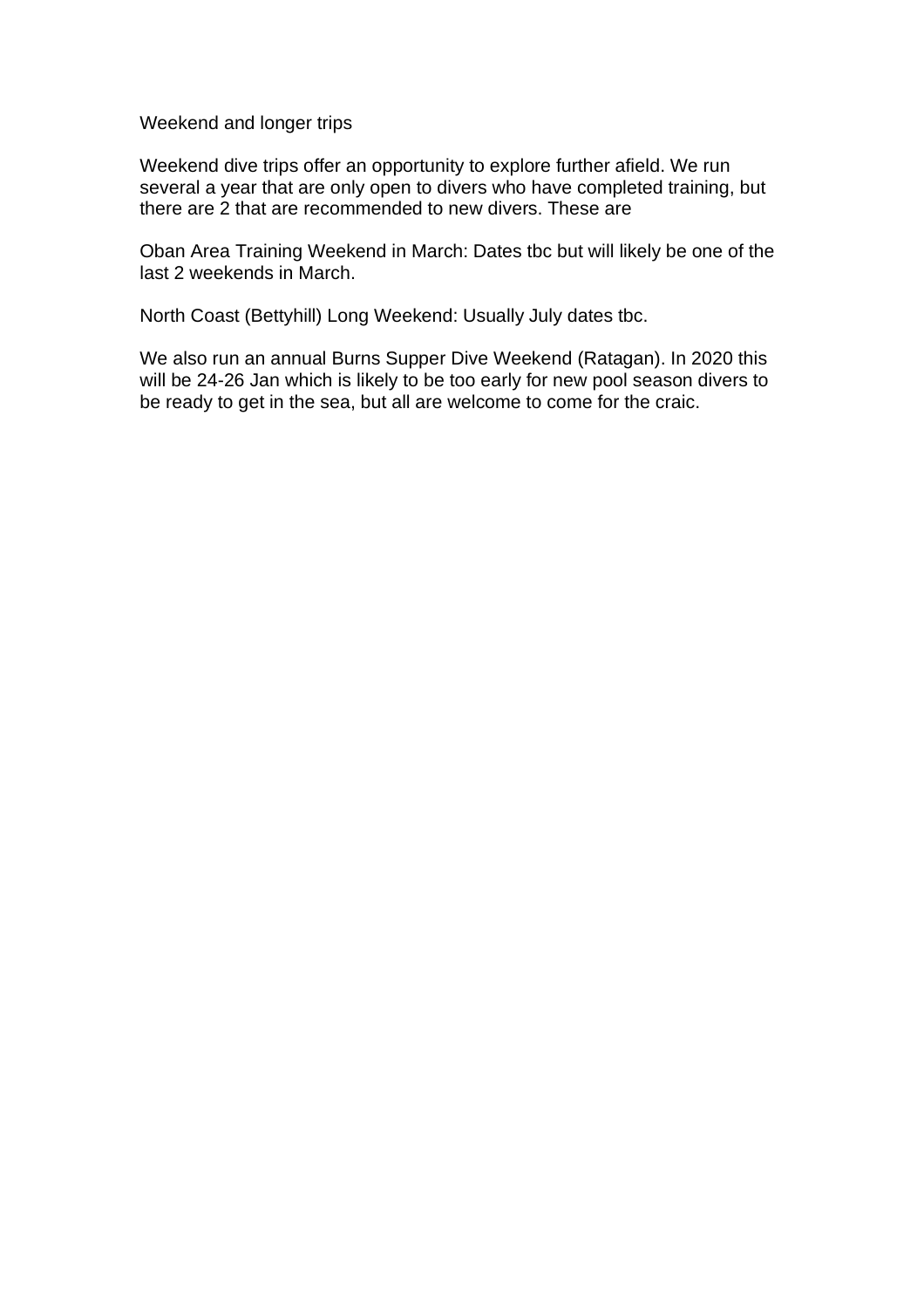Weekend and longer trips

Weekend dive trips offer an opportunity to explore further afield. We run several a year that are only open to divers who have completed training, but there are 2 that are recommended to new divers. These are

Oban Area Training Weekend in March: Dates tbc but will likely be one of the last 2 weekends in March.

North Coast (Bettyhill) Long Weekend: Usually July dates tbc.

We also run an annual Burns Supper Dive Weekend (Ratagan). In 2020 this will be 24-26 Jan which is likely to be too early for new pool season divers to be ready to get in the sea, but all are welcome to come for the craic.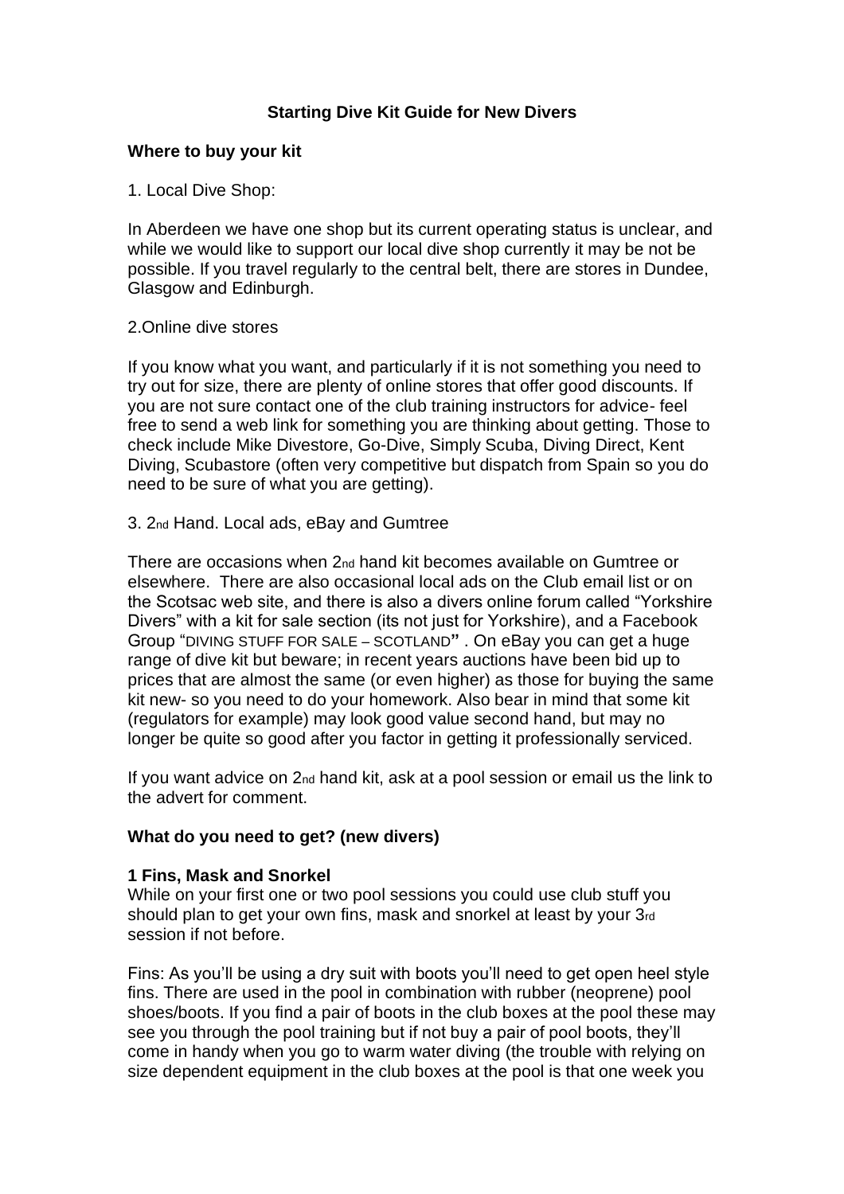# Starting Dive Kit Guide for New Divers

## Where to buy your kit

1. Local Dive Shop:

In Aberdeen we have one shop but its current operating status is unclear, and while we would like to support our local dive shop currently it may be not be possible. If you travel regularly to the central belt, there are stores in Dundee, Glasgow and Edinburgh.

2.Online dive stores

If you know what you want, and particularly if it is not something you need to try out for size, there are plenty of online stores that offer good discounts. If you are not sure contact one of the club training instructors for advice- feel free to send a web link for something you are thinking about getting. Those to check include Mike Divestore, Go-Dive, Simply Scuba, Diving Direct, Kent Diving, Scubastore (often very competitive but dispatch from Spain so you do need to be sure of what you are getting).

3. 2nd Hand. Local ads, eBay and Gumtree

There are occasions when 2nd hand kit becomes available on Gumtree or elsewhere. There are also occasional local ads on the Club email list or on the Scotsac web site, and there is also a divers online forum called "Yorkshire Divers" with a kit for sale section (its not just for Yorkshire), and a Facebook Group "DIVING STUFF FOR SALE – SCOTLAND" . On eBay you can get a huge range of dive kit but beware; in recent years auctions have been bid up to prices that are almost the same (or even higher) as those for buying the same kit new- so you need to do your homework. Also bear in mind that some kit (regulators for example) may look good value second hand, but may no longer be quite so good after you factor in getting it professionally serviced.

If you want advice on 2nd hand kit, ask at a pool session or email us the link to the advert for comment.

## What do you need to get? (new divers)

### 1 Fins, Mask and Snorkel

While on your first one or two pool sessions you could use club stuff you should plan to get your own fins, mask and snorkel at least by your 3rd session if not before.

Fins: As you'll be using a dry suit with boots you'll need to get open heel style fins. There are used in the pool in combination with rubber (neoprene) pool shoes/boots. If you find a pair of boots in the club boxes at the pool these may see you through the pool training but if not buy a pair of pool boots, they'll come in handy when you go to warm water diving (the trouble with relying on size dependent equipment in the club boxes at the pool is that one week you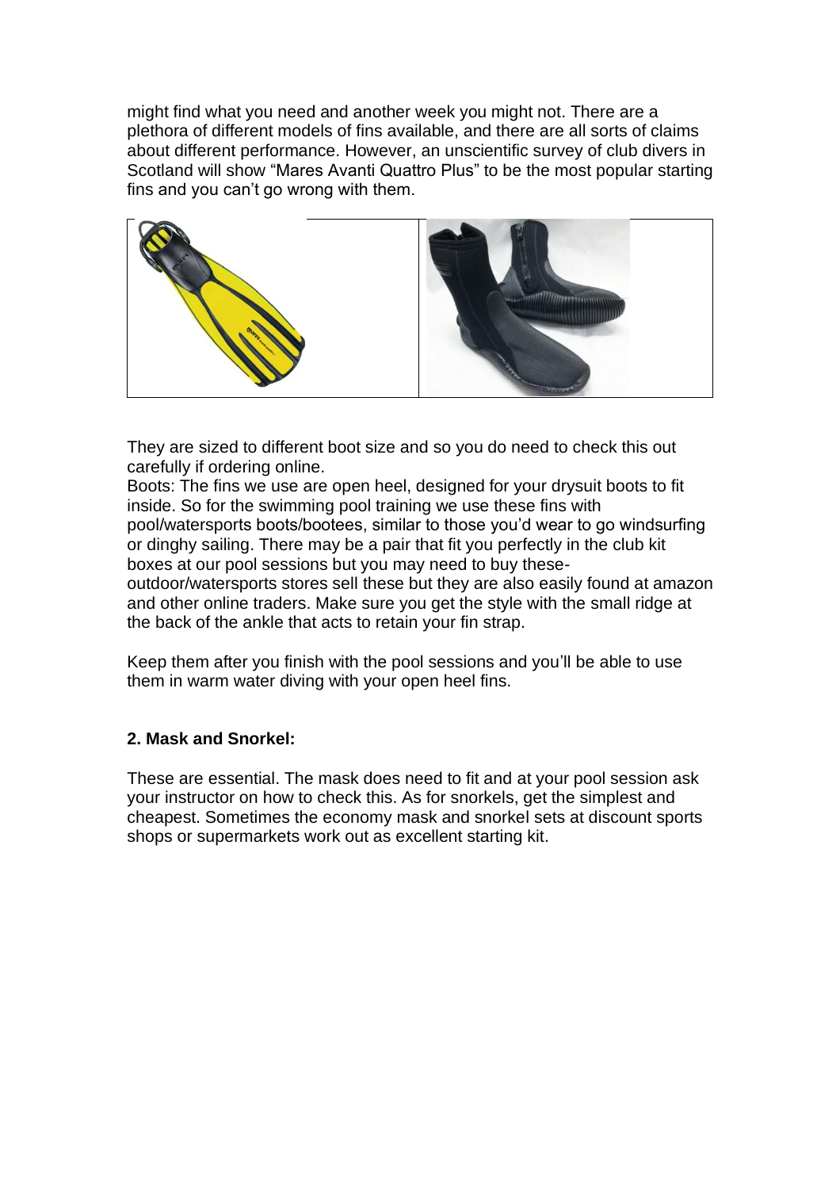might find what you need and another week you might not. There are a plethora of different models of fins available, and there are all sorts of claims about different performance. However, an unscientific survey of club divers in Scotland will show "Mares Avanti Quattro Plus" to be the most popular starting fins and you can't go wrong with them.

They are sized to different boot size and so you do need to check this out carefully if ordering online.

Boots: The fins we use are open heel, designed for your drysuit boots to fit inside. So for the swimming pool training we use these fins with pool/watersports boots/bootees, similar to those you'd wear to go windsurfing or dinghy sailing. There may be a pair that fit you perfectly in the club kit boxes at our pool sessions but you may need to buy these- outdoor/watersports stores sell these but they are also easily found at amazon and other online traders. Make sure you get the style with the small ridge at the back of the ankle that acts to retain your fin strap.

Keep them after you finish with the pool sessions and you'll be able to use them in warm water diving with your open heel fins.

**2. Mask and Snorkel:**

These are essential. The mask does need to fit and at your pool session ask your instructor on how to check this. As for snorkels, get the simplest and cheapest. Sometimes the economy mask and snorkel sets at discount sports shops or supermarkets work out as excellent starting kit.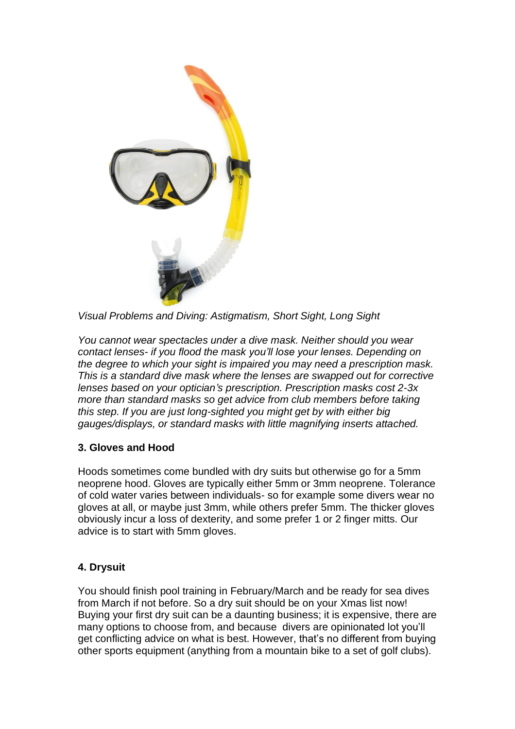*Visual Problems and Diving: Astigmatism, Short Sight, Long Sight*

*You cannot wear spectacles under a dive mask. Neither should you wear contact lenses- if you flood the mask you'll lose your lenses. Depending on the degree to which your sight is impaired you may need a prescription mask. This is a standard dive mask where the lenses are swapped out for corrective lenses based on your optician's prescription. Prescription masks cost 2-3x more than standard masks so get advice from club members before taking this step. If you are just long-sighted you might get by with either big gauges/displays, or standard masks with little magnifying inserts attached.*

**3. Gloves and Hood**

Hoods sometimes come bundled with dry suits but otherwise go for a 5mm neoprene hood. Gloves are typically either 5mm or 3mm neoprene. Tolerance of cold water varies between individuals- so for example some divers wear no gloves at all, or maybe just 3mm, while others prefer 5mm. The thicker gloves obviously incur a loss of dexterity, and some prefer 1 or 2 finger mitts. Our advice is to start with 5mm gloves.

**4. Drysuit**

You should finish pool training in February/March and be ready for sea dives from March if not before. So a dry suit should be on your Xmas list now! Buying your first dry suit can be a daunting business; it is expensive, there are many options to choose from, and because divers are opinionated lot you'll get conflicting advice on what is best. However, that's no different from buying other sports equipment (anything from a mountain bike to a set of golf clubs).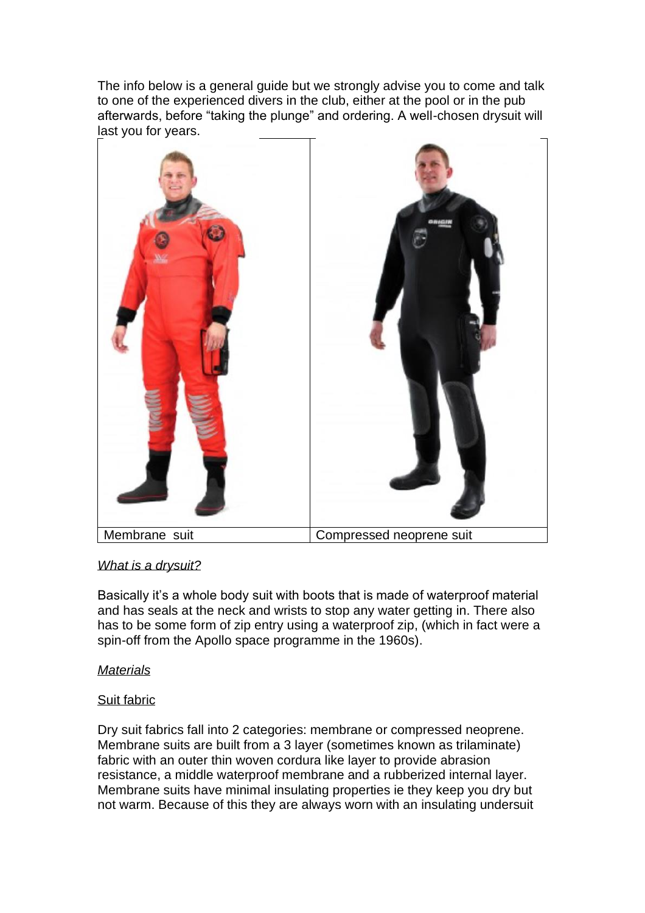The info below is a general guide but we strongly advise you to come and talk to one of the experienced divers in the club, either at the pool or in the pub afterwards, before "taking the plunge" and ordering. A well-chosen drysuit will last you for years.

| Membrane suit | Compressed neoprene suit |
| --- | --- |

*<u>What is a drysuit?</u>*

Basically it's a whole body suit with boots that is made of waterproof material and has seals at the neck and wrists to stop any water getting in. There also has to be some form of zip entry using a waterproof zip, (which in fact were a spin-off from the Apollo space programme in the 1960s).

*<u>Materials</u>*

<u>Suit fabric</u>

Dry suit fabrics fall into 2 categories: membrane or compressed neoprene. Membrane suits are built from a 3 layer (sometimes known as trilaminate) fabric with an outer thin woven cordura like layer to provide abrasion resistance, a middle waterproof membrane and a rubberized internal layer. Membrane suits have minimal insulating properties ie they keep you dry but not warm. Because of this they are always worn with an insulating undersuit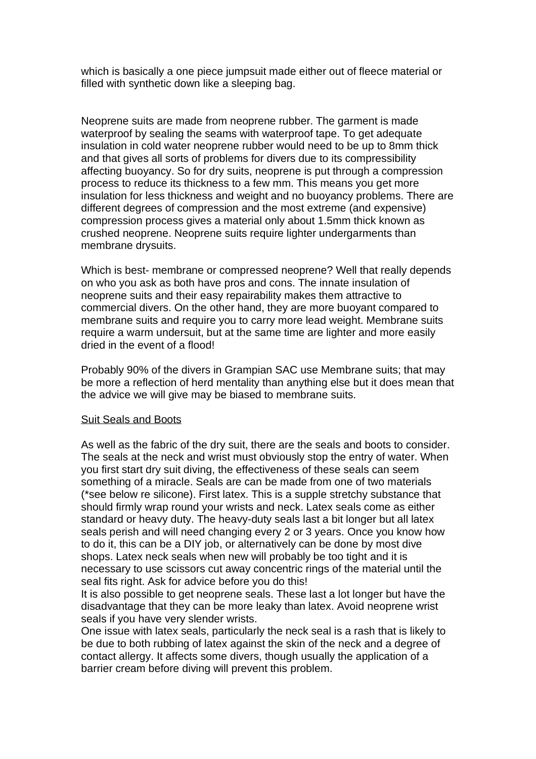which is basically a one piece jumpsuit made either out of fleece material or filled with synthetic down like a sleeping bag.

Neoprene suits are made from neoprene rubber. The garment is made waterproof by sealing the seams with waterproof tape. To get adequate insulation in cold water neoprene rubber would need to be up to 8mm thick and that gives all sorts of problems for divers due to its compressibility affecting buoyancy. So for dry suits, neoprene is put through a compression process to reduce its thickness to a few mm. This means you get more insulation for less thickness and weight and no buoyancy problems. There are different degrees of compression and the most extreme (and expensive) compression process gives a material only about 1.5mm thick known as crushed neoprene. Neoprene suits require lighter undergarments than membrane drysuits.

Which is best- membrane or compressed neoprene? Well that really depends on who you ask as both have pros and cons. The innate insulation of neoprene suits and their easy repairability makes them attractive to commercial divers. On the other hand, they are more buoyant compared to membrane suits and require you to carry more lead weight. Membrane suits require a warm undersuit, but at the same time are lighter and more easily dried in the event of a flood!

Probably 90% of the divers in Grampian SAC use Membrane suits; that may be more a reflection of herd mentality than anything else but it does mean that the advice we will give may be biased to membrane suits.

<u>Suit Seals and Boots</u>

As well as the fabric of the dry suit, there are the seals and boots to consider. The seals at the neck and wrist must obviously stop the entry of water. When you first start dry suit diving, the effectiveness of these seals can seem something of a miracle. Seals are can be made from one of two materials (*see below re silicone). First latex. This is a supple stretchy substance that should firmly wrap round your wrists and neck. Latex seals come as either standard or heavy duty. The heavy-duty seals last a bit longer but all latex seals perish and will need changing every 2 or 3 years. Once you know how to do it, this can be a DIY job, or alternatively can be done by most dive shops. Latex neck seals when new will probably be too tight and it is necessary to use scissors cut away concentric rings of the material until the seal fits right. Ask for advice before you do this!
It is also possible to get neoprene seals. These last a lot longer but have the disadvantage that they can be more leaky than latex. Avoid neoprene wrist seals if you have very slender wrists.
One issue with latex seals, particularly the neck seal is a rash that is likely to be due to both rubbing of latex against the skin of the neck and a degree of contact allergy. It affects some divers, though usually the application of a barrier cream before diving will prevent this problem.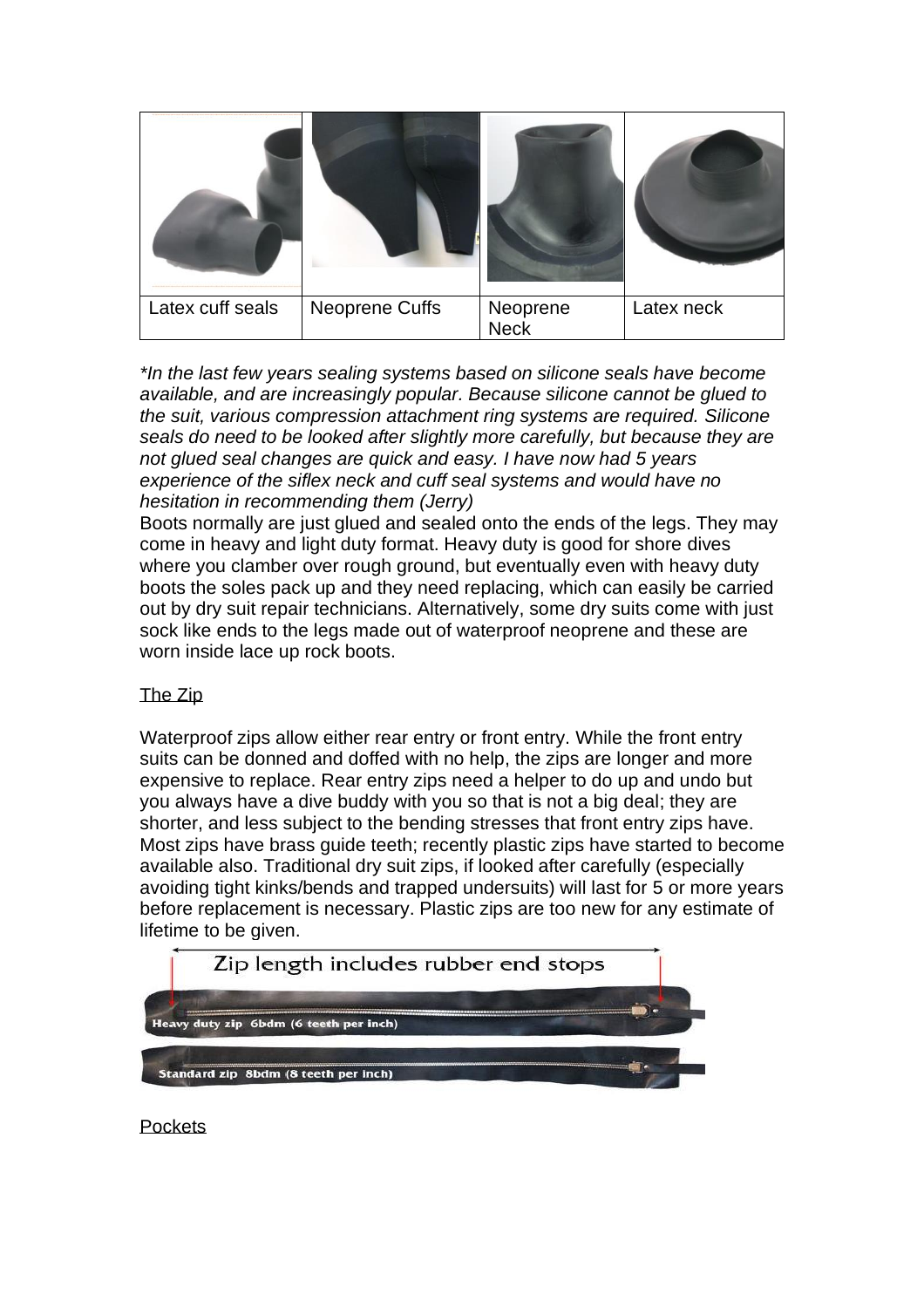| Latex cuff seals | Neoprene Cuffs | Neoprene Neck | Latex neck |
| --- | --- | --- | --- |

*\*In the last few years sealing systems based on silicone seals have become available, and are increasingly popular. Because silicone cannot be glued to the suit, various compression attachment ring systems are required. Silicone seals do need to be looked after slightly more carefully, but because they are not glued seal changes are quick and easy. I have now had 5 years experience of the siflex neck and cuff seal systems and would have no hesitation in recommending them (Jerry)*

Boots normally are just glued and sealed onto the ends of the legs. They may come in heavy and light duty format. Heavy duty is good for shore dives where you clamber over rough ground, but eventually even with heavy duty boots the soles pack up and they need replacing, which can easily be carried out by dry suit repair technicians. Alternatively, some dry suits come with just sock like ends to the legs made out of waterproof neoprene and these are worn inside lace up rock boots.

## The Zip

Waterproof zips allow either rear entry or front entry. While the front entry suits can be donned and doffed with no help, the zips are longer and more expensive to replace. Rear entry zips need a helper to do up and undo but you always have a dive buddy with you so that is not a big deal; they are shorter, and less subject to the bending stresses that front entry zips have. Most zips have brass guide teeth; recently plastic zips have started to become available also. Traditional dry suit zips, if looked after carefully (especially avoiding tight kinks/bends and trapped undersuits) will last for 5 or more years before replacement is necessary. Plastic zips are too new for any estimate of lifetime to be given.

Zip length includes rubber end stops

Heavy duty zip 6bdm (6 teeth per inch)

Standard zip 8bdm (8 teeth per inch)

## Pockets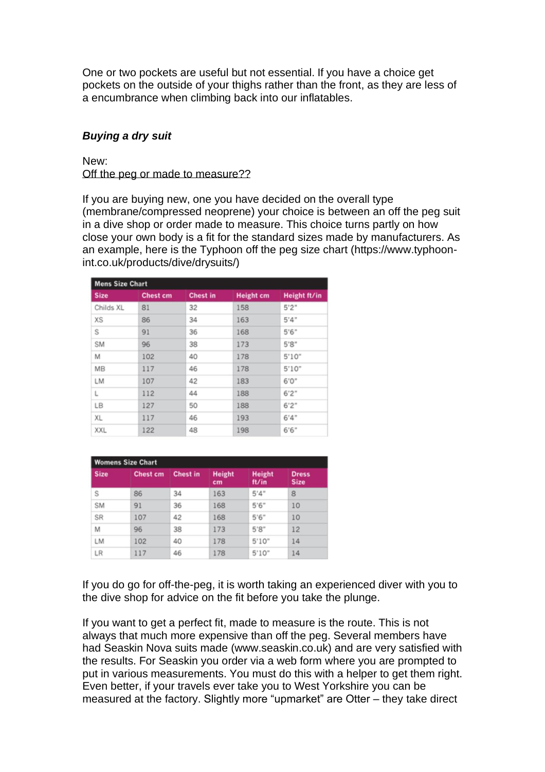One or two pockets are useful but not essential. If you have a choice get pockets on the outside of your thighs rather than the front, as they are less of a encumbrance when climbing back into our inflatables.

***Buying a dry suit***

New:
Off the peg or made to measure??

If you are buying new, one you have decided on the overall type (membrane/compressed neoprene) your choice is between an off the peg suit in a dive shop or order made to measure. This choice turns partly on how close your own body is a fit for the standard sizes made by manufacturers. As an example, here is the Typhoon off the peg size chart (https://www.typhoon-int.co.uk/products/dive/drysuits/)

| Mens Size Chart | | | | |
|---|---|---|---|---|
| Size | Chest cm | Chest in | Height cm | Height ft/in |
| Childs XL | 81 | 32 | 158 | 5'2" |
| XS | 86 | 34 | 163 | 5'4" |
| S | 91 | 36 | 168 | 5'6" |
| SM | 96 | 38 | 173 | 5'8" |
| M | 102 | 40 | 178 | 5'10" |
| MB | 117 | 46 | 178 | 5'10" |
| LM | 107 | 42 | 183 | 6'0" |
| L | 112 | 44 | 188 | 6'2" |
| LB | 127 | 50 | 188 | 6'2" |
| XL | 117 | 46 | 193 | 6'4" |
| XXL | 122 | 48 | 198 | 6'6" |

| Womens Size Chart | | | | | |
|---|---|---|---|---|---|
| Size | Chest cm | Chest in | Height cm | Height ft/in | Dress Size |
| S | 86 | 34 | 163 | 5'4" | 8 |
| SM | 91 | 36 | 168 | 5'6" | 10 |
| SR | 107 | 42 | 168 | 5'6" | 10 |
| M | 96 | 38 | 173 | 5'8" | 12 |
| LM | 102 | 40 | 178 | 5'10" | 14 |
| LR | 117 | 46 | 178 | 5'10" | 14 |

If you do go for off-the-peg, it is worth taking an experienced diver with you to the dive shop for advice on the fit before you take the plunge.

If you want to get a perfect fit, made to measure is the route. This is not always that much more expensive than off the peg. Several members have had Seaskin Nova suits made (www.seaskin.co.uk) and are very satisfied with the results. For Seaskin you order via a web form where you are prompted to put in various measurements. You must do this with a helper to get them right. Even better, if your travels ever take you to West Yorkshire you can be measured at the factory. Slightly more "upmarket" are Otter – they take direct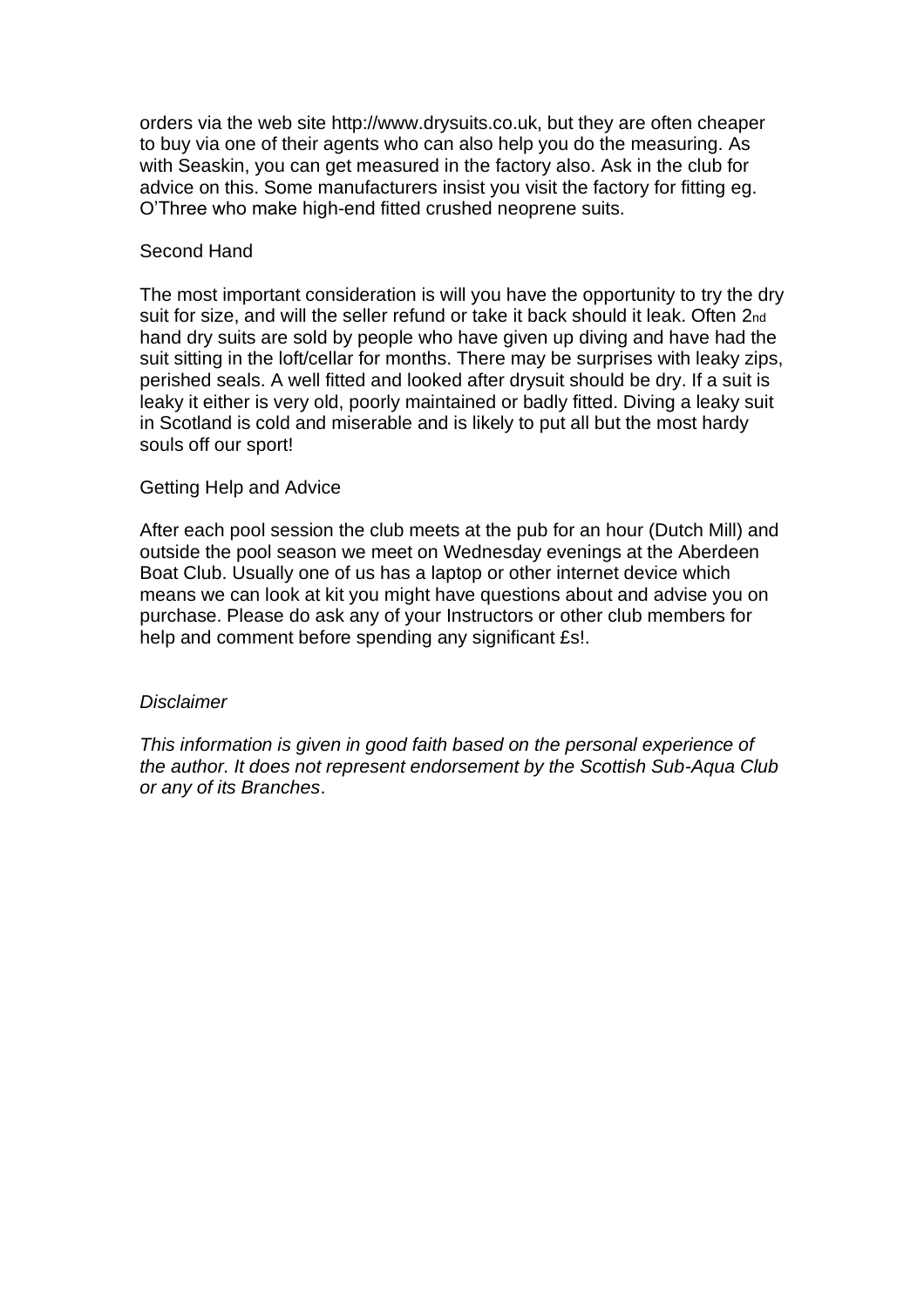orders via the web site http://www.drysuits.co.uk, but they are often cheaper to buy via one of their agents who can also help you do the measuring. As with Seaskin, you can get measured in the factory also. Ask in the club for advice on this. Some manufacturers insist you visit the factory for fitting eg. O'Three who make high-end fitted crushed neoprene suits.

Second Hand

The most important consideration is will you have the opportunity to try the dry suit for size, and will the seller refund or take it back should it leak. Often 2nd hand dry suits are sold by people who have given up diving and have had the suit sitting in the loft/cellar for months. There may be surprises with leaky zips, perished seals. A well fitted and looked after drysuit should be dry. If a suit is leaky it either is very old, poorly maintained or badly fitted. Diving a leaky suit in Scotland is cold and miserable and is likely to put all but the most hardy souls off our sport!

Getting Help and Advice

After each pool session the club meets at the pub for an hour (Dutch Mill) and outside the pool season we meet on Wednesday evenings at the Aberdeen Boat Club. Usually one of us has a laptop or other internet device which means we can look at kit you might have questions about and advise you on purchase. Please do ask any of your Instructors or other club members for help and comment before spending any significant £s!.

*Disclaimer*

*This information is given in good faith based on the personal experience of the author. It does not represent endorsement by the Scottish Sub-Aqua Club or any of its Branches*.